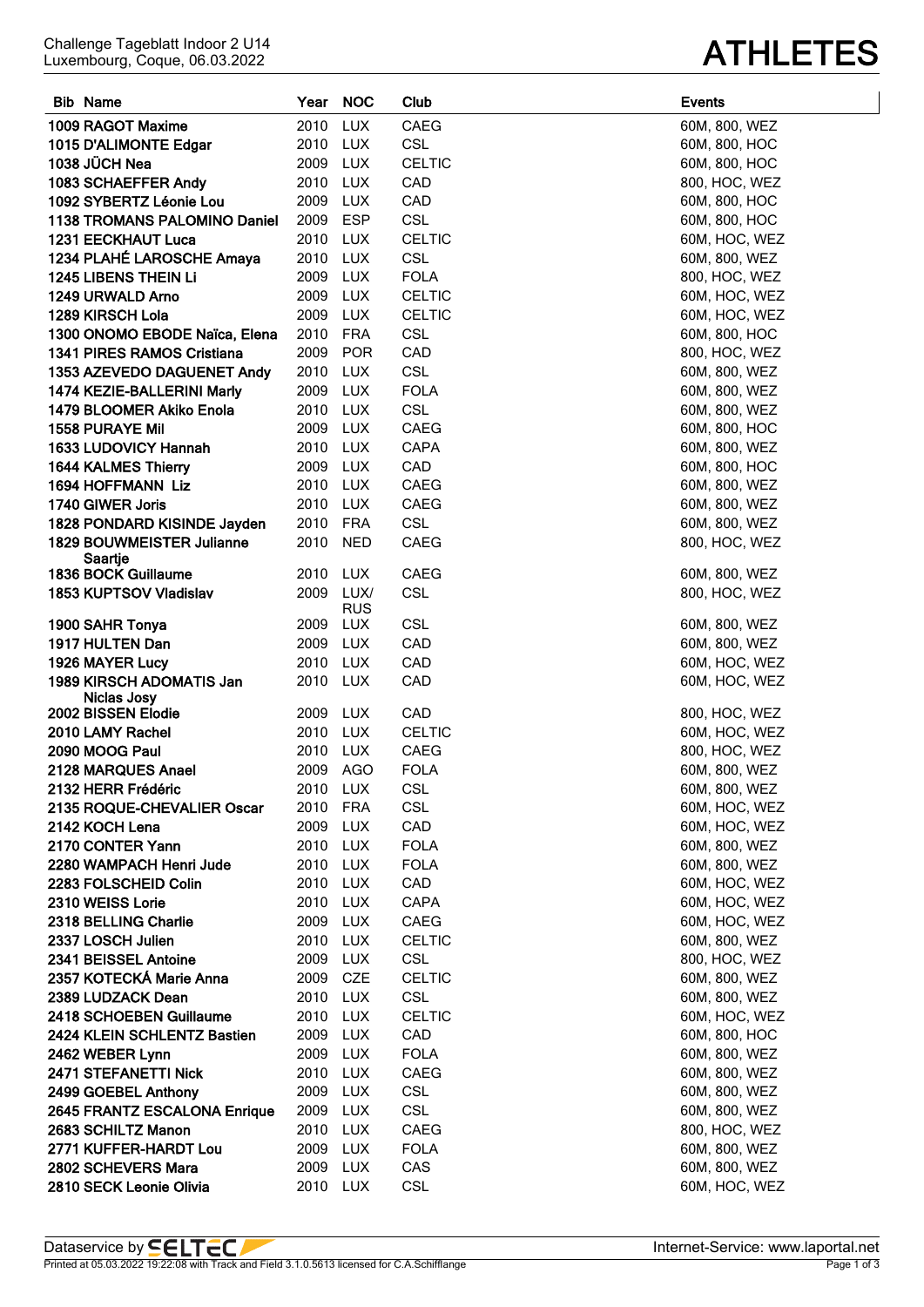Challenge Tageblatt Indoor 2 U14
Luxembourg, Coque, 06.03.2022

# ATHLETES

| Bib | Name | Year | NOC | Club | Events |
|---|---|---|---|---|---|
| 1009 | RAGOT Maxime | 2010 | LUX | CAEG | 60M, 800, WEZ |
| 1015 | D'ALIMONTE Edgar | 2010 | LUX | CSL | 60M, 800, HOC |
| 1038 | JÜCH Nea | 2009 | LUX | CELTIC | 60M, 800, HOC |
| 1083 | SCHAEFFER Andy | 2010 | LUX | CAD | 800, HOC, WEZ |
| 1092 | SYBERTZ Léonie Lou | 2009 | LUX | CAD | 60M, 800, HOC |
| 1138 | TROMANS PALOMINO Daniel | 2009 | ESP | CSL | 60M, 800, HOC |
| 1231 | EECKHAUT Luca | 2010 | LUX | CELTIC | 60M, HOC, WEZ |
| 1234 | PLAHÉ LAROSCHE Amaya | 2010 | LUX | CSL | 60M, 800, WEZ |
| 1245 | LIBENS THEIN Li | 2009 | LUX | FOLA | 800, HOC, WEZ |
| 1249 | URWALD Arno | 2009 | LUX | CELTIC | 60M, HOC, WEZ |
| 1289 | KIRSCH Lola | 2009 | LUX | CELTIC | 60M, HOC, WEZ |
| 1300 | ONOMO EBODE Naïca, Elena | 2010 | FRA | CSL | 60M, 800, HOC |
| 1341 | PIRES RAMOS Cristiana | 2009 | POR | CAD | 800, HOC, WEZ |
| 1353 | AZEVEDO DAGUENET Andy | 2010 | LUX | CSL | 60M, 800, WEZ |
| 1474 | KEZIE-BALLERINI Marly | 2009 | LUX | FOLA | 60M, 800, WEZ |
| 1479 | BLOOMER Akiko Enola | 2010 | LUX | CSL | 60M, 800, WEZ |
| 1558 | PURAYE Mil | 2009 | LUX | CAEG | 60M, 800, HOC |
| 1633 | LUDOVICY Hannah | 2010 | LUX | CAPA | 60M, 800, WEZ |
| 1644 | KALMES Thierry | 2009 | LUX | CAD | 60M, 800, HOC |
| 1694 | HOFFMANN Liz | 2010 | LUX | CAEG | 60M, 800, WEZ |
| 1740 | GIWER Joris | 2010 | LUX | CAEG | 60M, 800, WEZ |
| 1828 | PONDARD KISINDE Jayden | 2010 | FRA | CSL | 60M, 800, WEZ |
| 1829 | BOUWMEISTER Julianne Saartje | 2010 | NED | CAEG | 800, HOC, WEZ |
| 1836 | BOCK Guillaume | 2010 | LUX | CAEG | 60M, 800, WEZ |
| 1853 | KUPTSOV Vladislav | 2009 | LUX/RUS | CSL | 800, HOC, WEZ |
| 1900 | SAHR Tonya | 2009 | LUX | CSL | 60M, 800, WEZ |
| 1917 | HULTEN Dan | 2009 | LUX | CAD | 60M, 800, WEZ |
| 1926 | MAYER Lucy | 2010 | LUX | CAD | 60M, HOC, WEZ |
| 1989 | KIRSCH ADOMATIS Jan Niclas Josy | 2010 | LUX | CAD | 60M, HOC, WEZ |
| 2002 | BISSEN Elodie | 2009 | LUX | CAD | 800, HOC, WEZ |
| 2010 | LAMY Rachel | 2010 | LUX | CELTIC | 60M, HOC, WEZ |
| 2090 | MOOG Paul | 2010 | LUX | CAEG | 800, HOC, WEZ |
| 2128 | MARQUES Anael | 2009 | AGO | FOLA | 60M, 800, WEZ |
| 2132 | HERR Frédéric | 2010 | LUX | CSL | 60M, 800, WEZ |
| 2135 | ROQUE-CHEVALIER Oscar | 2010 | FRA | CSL | 60M, HOC, WEZ |
| 2142 | KOCH Lena | 2009 | LUX | CAD | 60M, HOC, WEZ |
| 2170 | CONTER Yann | 2010 | LUX | FOLA | 60M, 800, WEZ |
| 2280 | WAMPACH Henri Jude | 2010 | LUX | FOLA | 60M, 800, WEZ |
| 2283 | FOLSCHEID Colin | 2010 | LUX | CAD | 60M, HOC, WEZ |
| 2310 | WEISS Lorie | 2010 | LUX | CAPA | 60M, HOC, WEZ |
| 2318 | BELLING Charlie | 2009 | LUX | CAEG | 60M, HOC, WEZ |
| 2337 | LOSCH Julien | 2010 | LUX | CELTIC | 60M, 800, WEZ |
| 2341 | BEISSEL Antoine | 2009 | LUX | CSL | 800, HOC, WEZ |
| 2357 | KOTECKÁ Marie Anna | 2009 | CZE | CELTIC | 60M, 800, WEZ |
| 2389 | LUDZACK Dean | 2010 | LUX | CSL | 60M, 800, WEZ |
| 2418 | SCHOEBEN Guillaume | 2010 | LUX | CELTIC | 60M, HOC, WEZ |
| 2424 | KLEIN SCHLENTZ Bastien | 2009 | LUX | CAD | 60M, 800, HOC |
| 2462 | WEBER Lynn | 2009 | LUX | FOLA | 60M, 800, WEZ |
| 2471 | STEFANETTI Nick | 2010 | LUX | CAEG | 60M, 800, WEZ |
| 2499 | GOEBEL Anthony | 2009 | LUX | CSL | 60M, 800, WEZ |
| 2645 | FRANTZ ESCALONA Enrique | 2009 | LUX | CSL | 60M, 800, WEZ |
| 2683 | SCHILTZ Manon | 2010 | LUX | CAEG | 800, HOC, WEZ |
| 2771 | KUFFER-HARDT Lou | 2009 | LUX | FOLA | 60M, 800, WEZ |
| 2802 | SCHEVERS Mara | 2009 | LUX | CAS | 60M, 800, WEZ |
| 2810 | SECK Leonie Olivia | 2010 | LUX | CSL | 60M, HOC, WEZ |

Dataservice by SELTEC — Internet-Service: www.laportal.net
Printed at 05.03.2022 19:22:08 with Track and Field 3.1.0.5613 licensed for C.A.Schifflange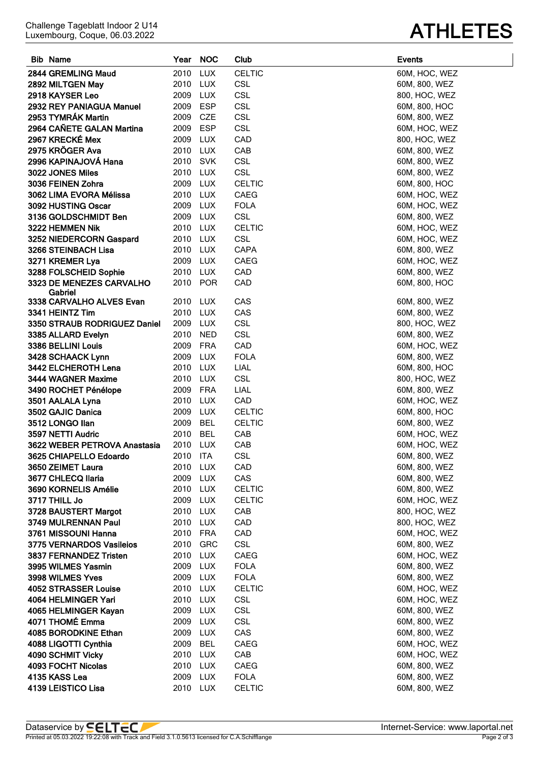Challenge Tageblatt Indoor 2 U14
Luxembourg, Coque, 06.03.2022

# ATHLETES

| Bib | Name | Year | NOC | Club | Events |
|---|---|---|---|---|---|
| 2844 | GREMLING Maud | 2010 | LUX | CELTIC | 60M, HOC, WEZ |
| 2892 | MILTGEN May | 2010 | LUX | CSL | 60M, 800, WEZ |
| 2918 | KAYSER Leo | 2009 | LUX | CSL | 800, HOC, WEZ |
| 2932 | REY PANIAGUA Manuel | 2009 | ESP | CSL | 60M, 800, HOC |
| 2953 | TYMRÁK Martin | 2009 | CZE | CSL | 60M, 800, WEZ |
| 2964 | CAÑETE GALAN Martina | 2009 | ESP | CSL | 60M, HOC, WEZ |
| 2967 | KRECKÉ Mex | 2009 | LUX | CAD | 800, HOC, WEZ |
| 2975 | KRÖGER Ava | 2010 | LUX | CAB | 60M, 800, WEZ |
| 2996 | KAPINAJOVÁ Hana | 2010 | SVK | CSL | 60M, 800, WEZ |
| 3022 | JONES Miles | 2010 | LUX | CSL | 60M, 800, WEZ |
| 3036 | FEINEN Zohra | 2009 | LUX | CELTIC | 60M, 800, HOC |
| 3062 | LIMA EVORA Mélissa | 2010 | LUX | CAEG | 60M, HOC, WEZ |
| 3092 | HUSTING Oscar | 2009 | LUX | FOLA | 60M, HOC, WEZ |
| 3136 | GOLDSCHMIDT Ben | 2009 | LUX | CSL | 60M, 800, WEZ |
| 3222 | HEMMEN Nik | 2010 | LUX | CELTIC | 60M, HOC, WEZ |
| 3252 | NIEDERCORN Gaspard | 2010 | LUX | CSL | 60M, HOC, WEZ |
| 3266 | STEINBACH Lisa | 2010 | LUX | CAPA | 60M, 800, WEZ |
| 3271 | KREMER Lya | 2009 | LUX | CAEG | 60M, HOC, WEZ |
| 3288 | FOLSCHEID Sophie | 2010 | LUX | CAD | 60M, 800, WEZ |
| 3323 | DE MENEZES CARVALHO Gabriel | 2010 | POR | CAD | 60M, 800, HOC |
| 3338 | CARVALHO ALVES Evan | 2010 | LUX | CAS | 60M, 800, WEZ |
| 3341 | HEINTZ Tim | 2010 | LUX | CAS | 60M, 800, WEZ |
| 3350 | STRAUB RODRIGUEZ Daniel | 2009 | LUX | CSL | 800, HOC, WEZ |
| 3385 | ALLARD Evelyn | 2010 | NED | CSL | 60M, 800, WEZ |
| 3386 | BELLINI Louis | 2009 | FRA | CAD | 60M, HOC, WEZ |
| 3428 | SCHAACK Lynn | 2009 | LUX | FOLA | 60M, 800, WEZ |
| 3442 | ELCHEROTH Lena | 2010 | LUX | LIAL | 60M, 800, HOC |
| 3444 | WAGNER Maxime | 2010 | LUX | CSL | 800, HOC, WEZ |
| 3490 | ROCHET Pénélope | 2009 | FRA | LIAL | 60M, 800, WEZ |
| 3501 | AALALA Lyna | 2010 | LUX | CAD | 60M, HOC, WEZ |
| 3502 | GAJIC Danica | 2009 | LUX | CELTIC | 60M, 800, HOC |
| 3512 | LONGO Ilan | 2009 | BEL | CELTIC | 60M, 800, WEZ |
| 3597 | NETTI Audric | 2010 | BEL | CAB | 60M, HOC, WEZ |
| 3622 | WEBER PETROVA Anastasia | 2010 | LUX | CAB | 60M, HOC, WEZ |
| 3625 | CHIAPELLO Edoardo | 2010 | ITA | CSL | 60M, 800, WEZ |
| 3650 | ZEIMET Laura | 2010 | LUX | CAD | 60M, 800, WEZ |
| 3677 | CHLECQ Ilaria | 2009 | LUX | CAS | 60M, 800, WEZ |
| 3690 | KORNELIS Amélie | 2010 | LUX | CELTIC | 60M, 800, WEZ |
| 3717 | THILL Jo | 2009 | LUX | CELTIC | 60M, HOC, WEZ |
| 3728 | BAUSTERT Margot | 2010 | LUX | CAB | 800, HOC, WEZ |
| 3749 | MULRENNAN Paul | 2010 | LUX | CAD | 800, HOC, WEZ |
| 3761 | MISSOUNI Hanna | 2010 | FRA | CAD | 60M, HOC, WEZ |
| 3775 | VERNARDOS Vasileios | 2010 | GRC | CSL | 60M, 800, WEZ |
| 3837 | FERNANDEZ Tristen | 2010 | LUX | CAEG | 60M, HOC, WEZ |
| 3995 | WILMES Yasmin | 2009 | LUX | FOLA | 60M, 800, WEZ |
| 3998 | WILMES Yves | 2009 | LUX | FOLA | 60M, 800, WEZ |
| 4052 | STRASSER Louise | 2010 | LUX | CELTIC | 60M, HOC, WEZ |
| 4064 | HELMINGER Yari | 2010 | LUX | CSL | 60M, HOC, WEZ |
| 4065 | HELMINGER Kayan | 2009 | LUX | CSL | 60M, 800, WEZ |
| 4071 | THOMÉ Emma | 2009 | LUX | CSL | 60M, 800, WEZ |
| 4085 | BORODKINE Ethan | 2009 | LUX | CAS | 60M, 800, WEZ |
| 4088 | LIGOTTI Cynthia | 2009 | BEL | CAEG | 60M, HOC, WEZ |
| 4090 | SCHMIT Vicky | 2010 | LUX | CAB | 60M, HOC, WEZ |
| 4093 | FOCHT Nicolas | 2010 | LUX | CAEG | 60M, 800, WEZ |
| 4135 | KASS Lea | 2009 | LUX | FOLA | 60M, 800, WEZ |
| 4139 | LEISTICO Lisa | 2010 | LUX | CELTIC | 60M, 800, WEZ |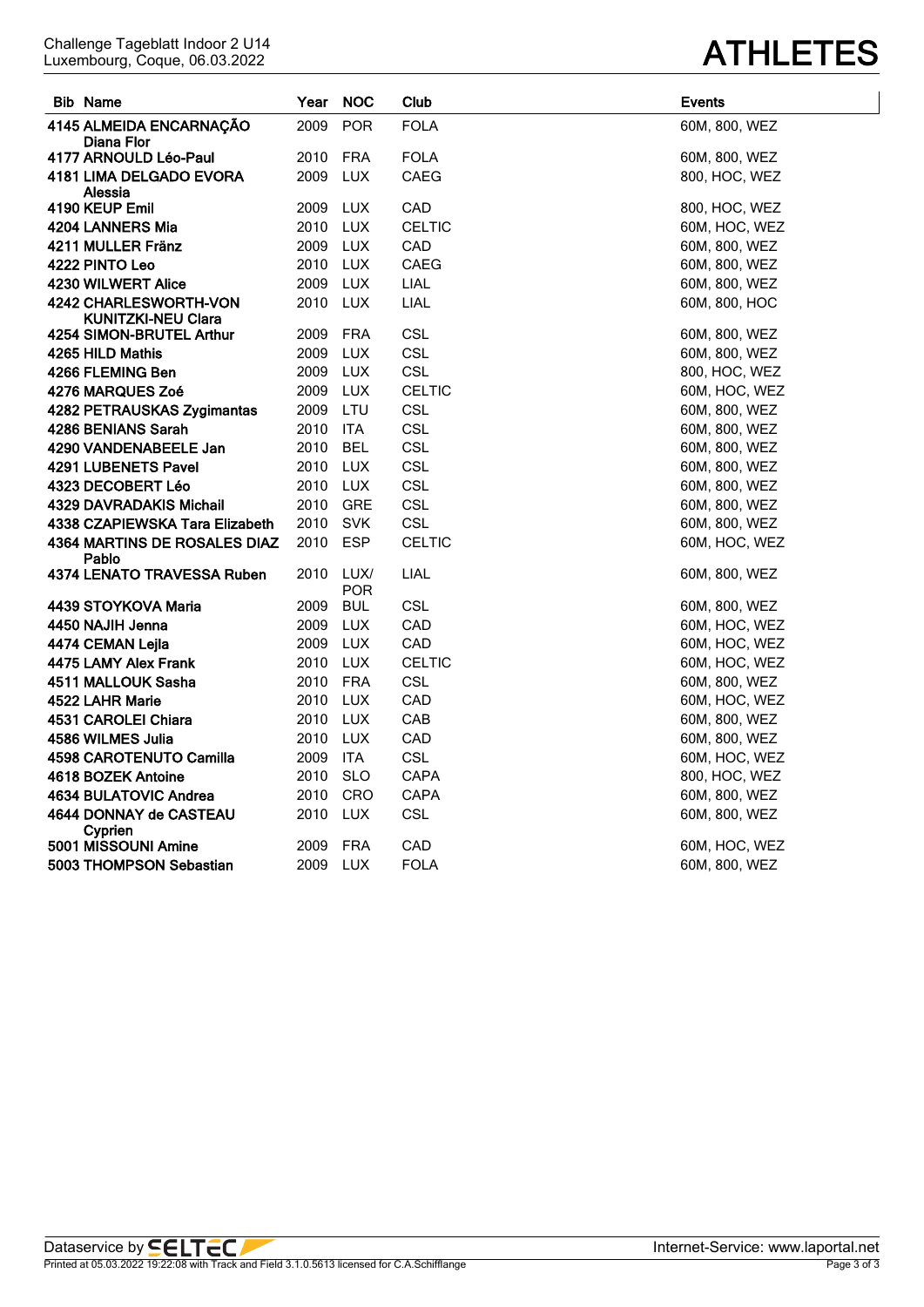Challenge Tageblatt Indoor 2 U14
Luxembourg, Coque, 06.03.2022

# ATHLETES

| Bib | Name | Year | NOC | Club | Events |
|---|---|---|---|---|---|
| 4145 | ALMEIDA ENCARNAÇÃO Diana Flor | 2009 | POR | FOLA | 60M, 800, WEZ |
| 4177 | ARNOULD Léo-Paul | 2010 | FRA | FOLA | 60M, 800, WEZ |
| 4181 | LIMA DELGADO EVORA Alessia | 2009 | LUX | CAEG | 800, HOC, WEZ |
| 4190 | KEUP Emil | 2009 | LUX | CAD | 800, HOC, WEZ |
| 4204 | LANNERS Mia | 2010 | LUX | CELTIC | 60M, HOC, WEZ |
| 4211 | MULLER Fränz | 2009 | LUX | CAD | 60M, 800, WEZ |
| 4222 | PINTO Leo | 2010 | LUX | CAEG | 60M, 800, WEZ |
| 4230 | WILWERT Alice | 2009 | LUX | LIAL | 60M, 800, WEZ |
| 4242 | CHARLESWORTH-VON KUNITZKI-NEU Clara | 2010 | LUX | LIAL | 60M, 800, HOC |
| 4254 | SIMON-BRUTEL Arthur | 2009 | FRA | CSL | 60M, 800, WEZ |
| 4265 | HILD Mathis | 2009 | LUX | CSL | 60M, 800, WEZ |
| 4266 | FLEMING Ben | 2009 | LUX | CSL | 800, HOC, WEZ |
| 4276 | MARQUES Zoé | 2009 | LUX | CELTIC | 60M, HOC, WEZ |
| 4282 | PETRAUSKAS Zygimantas | 2009 | LTU | CSL | 60M, 800, WEZ |
| 4286 | BENIANS Sarah | 2010 | ITA | CSL | 60M, 800, WEZ |
| 4290 | VANDENABEELE Jan | 2010 | BEL | CSL | 60M, 800, WEZ |
| 4291 | LUBENETS Pavel | 2010 | LUX | CSL | 60M, 800, WEZ |
| 4323 | DECOBERT Léo | 2010 | LUX | CSL | 60M, 800, WEZ |
| 4329 | DAVRADAKIS Michail | 2010 | GRE | CSL | 60M, 800, WEZ |
| 4338 | CZAPIEWSKA Tara Elizabeth | 2010 | SVK | CSL | 60M, 800, WEZ |
| 4364 | MARTINS DE ROSALES DIAZ Pablo | 2010 | ESP | CELTIC | 60M, HOC, WEZ |
| 4374 | LENATO TRAVESSA Ruben | 2010 | LUX/POR | LIAL | 60M, 800, WEZ |
| 4439 | STOYKOVA Maria | 2009 | BUL | CSL | 60M, 800, WEZ |
| 4450 | NAJIH Jenna | 2009 | LUX | CAD | 60M, HOC, WEZ |
| 4474 | CEMAN Lejla | 2009 | LUX | CAD | 60M, HOC, WEZ |
| 4475 | LAMY Alex Frank | 2010 | LUX | CELTIC | 60M, HOC, WEZ |
| 4511 | MALLOUK Sasha | 2010 | FRA | CSL | 60M, 800, WEZ |
| 4522 | LAHR Marie | 2010 | LUX | CAD | 60M, HOC, WEZ |
| 4531 | CAROLEI Chiara | 2010 | LUX | CAB | 60M, 800, WEZ |
| 4586 | WILMES Julia | 2010 | LUX | CAD | 60M, 800, WEZ |
| 4598 | CAROTENUTO Camilla | 2009 | ITA | CSL | 60M, HOC, WEZ |
| 4618 | BOZEK Antoine | 2010 | SLO | CAPA | 800, HOC, WEZ |
| 4634 | BULATOVIC Andrea | 2010 | CRO | CAPA | 60M, 800, WEZ |
| 4644 | DONNAY de CASTEAU Cyprien | 2010 | LUX | CSL | 60M, 800, WEZ |
| 5001 | MISSOUNI Amine | 2009 | FRA | CAD | 60M, HOC, WEZ |
| 5003 | THOMPSON Sebastian | 2009 | LUX | FOLA | 60M, 800, WEZ |

Dataservice by SELTEC — Internet-Service: www.laportal.net

Printed at 05.03.2022 19:22:08 with Track and Field 3.1.0.5613 licensed for C.A.Schifflange